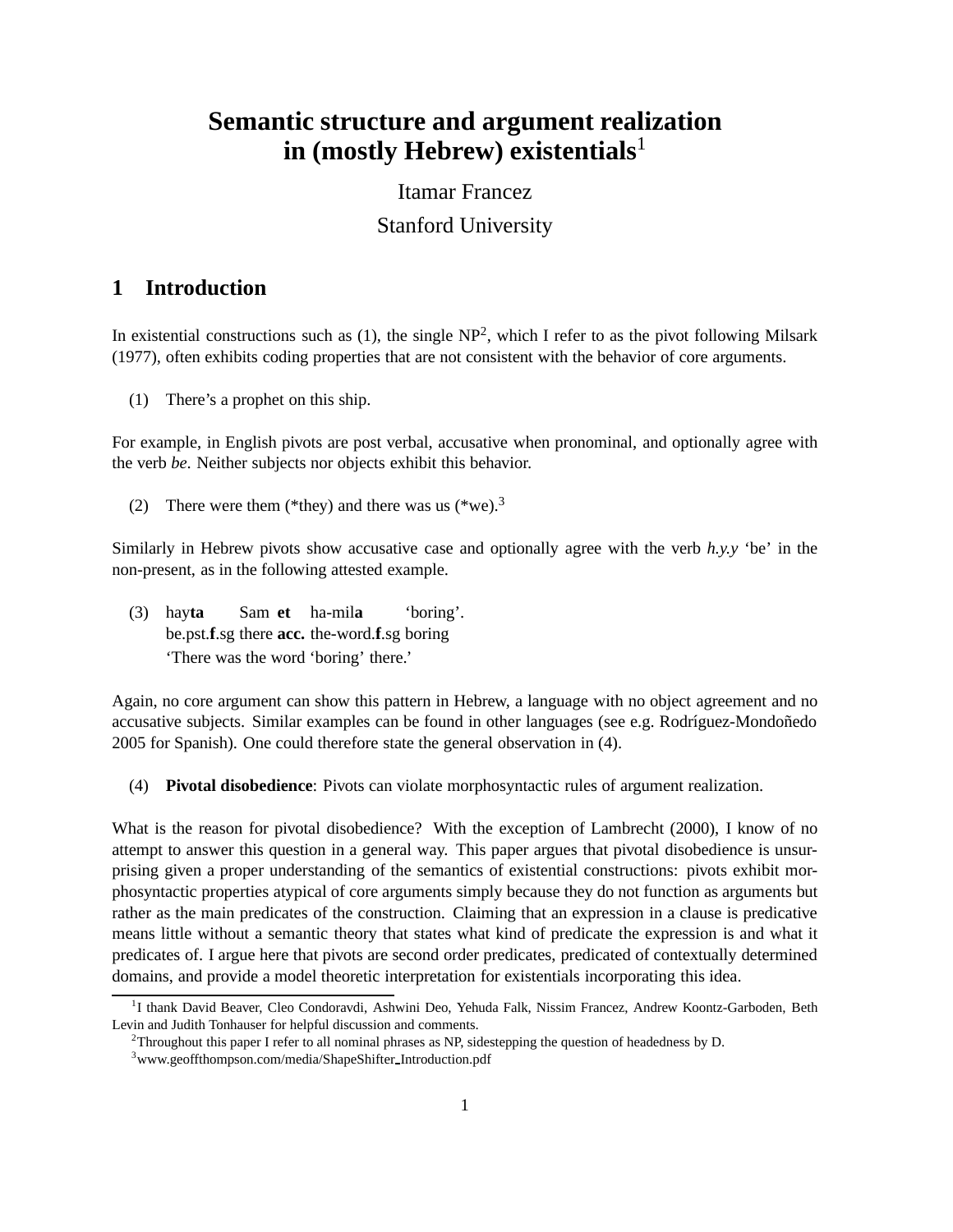# Semantic structure and argument realization in (mostly Hebrew) existentials[1]

Itamar Francez

Stanford University

## 1 Introduction

In existential constructions such as (1), the single NP[2], which I refer to as the pivot following Milsark (1977), often exhibits coding properties that are not consistent with the behavior of core arguments.

(1) There's a prophet on this ship.

For example, in English pivots are post verbal, accusative when pronominal, and optionally agree with the verb *be*. Neither subjects nor objects exhibit this behavior.

(2) There were them (*they) and there was us (*we).[3]

Similarly in Hebrew pivots show accusative case and optionally agree with the verb *h.y.y* 'be' in the non-present, as in the following attested example.

(3) hay**ta** Sam **et** ha-mil**a** 'boring'.
be.pst.**f**.sg there **acc.** the-word.**f**.sg boring
'There was the word 'boring' there.'

Again, no core argument can show this pattern in Hebrew, a language with no object agreement and no accusative subjects. Similar examples can be found in other languages (see e.g. Rodríguez-Mondoñedo 2005 for Spanish). One could therefore state the general observation in (4).

(4) **Pivotal disobedience**: Pivots can violate morphosyntactic rules of argument realization.

What is the reason for pivotal disobedience? With the exception of Lambrecht (2000), I know of no attempt to answer this question in a general way. This paper argues that pivotal disobedience is unsurprising given a proper understanding of the semantics of existential constructions: pivots exhibit morphosyntactic properties atypical of core arguments simply because they do not function as arguments but rather as the main predicates of the construction. Claiming that an expression in a clause is predicative means little without a semantic theory that states what kind of predicate the expression is and what it predicates of. I argue here that pivots are second order predicates, predicated of contextually determined domains, and provide a model theoretic interpretation for existentials incorporating this idea.

[1] I thank David Beaver, Cleo Condoravdi, Ashwini Deo, Yehuda Falk, Nissim Francez, Andrew Koontz-Garboden, Beth Levin and Judith Tonhauser for helpful discussion and comments.

[2] Throughout this paper I refer to all nominal phrases as NP, sidestepping the question of headedness by D.

[3] www.geoffthompson.com/media/ShapeShifter_Introduction.pdf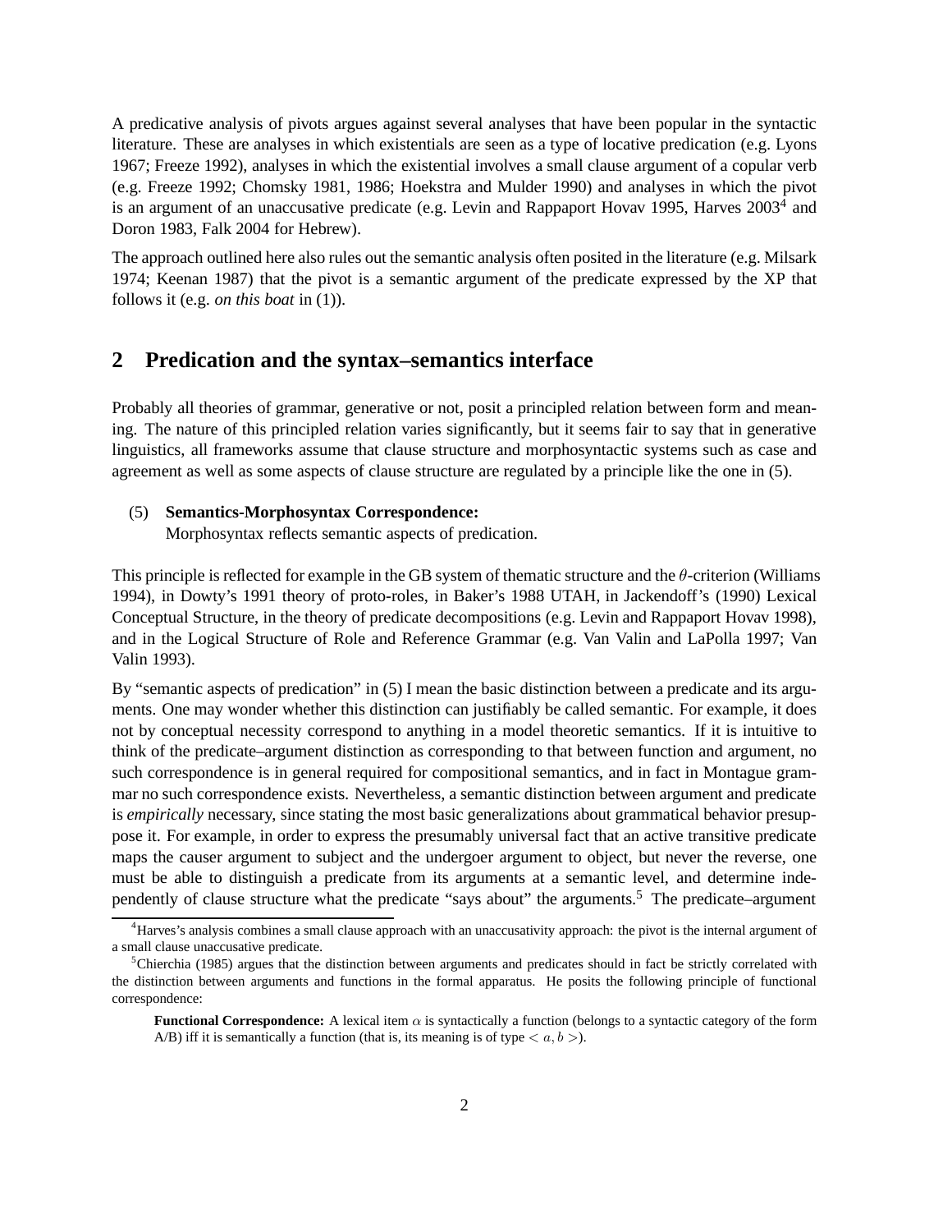A predicative analysis of pivots argues against several analyses that have been popular in the syntactic literature. These are analyses in which existentials are seen as a type of locative predication (e.g. Lyons 1967; Freeze 1992), analyses in which the existential involves a small clause argument of a copular verb (e.g. Freeze 1992; Chomsky 1981, 1986; Hoekstra and Mulder 1990) and analyses in which the pivot is an argument of an unaccusative predicate (e.g. Levin and Rappaport Hovav 1995, Harves 2003[4] and Doron 1983, Falk 2004 for Hebrew).

The approach outlined here also rules out the semantic analysis often posited in the literature (e.g. Milsark 1974; Keenan 1987) that the pivot is a semantic argument of the predicate expressed by the XP that follows it (e.g. *on this boat* in (1)).

## 2 Predication and the syntax–semantics interface

Probably all theories of grammar, generative or not, posit a principled relation between form and meaning. The nature of this principled relation varies significantly, but it seems fair to say that in generative linguistics, all frameworks assume that clause structure and morphosyntactic systems such as case and agreement as well as some aspects of clause structure are regulated by a principle like the one in (5).

(5) **Semantics-Morphosyntax Correspondence:**
Morphosyntax reflects semantic aspects of predication.

This principle is reflected for example in the GB system of thematic structure and the $\theta$-criterion (Williams 1994), in Dowty's 1991 theory of proto-roles, in Baker's 1988 UTAH, in Jackendoff's (1990) Lexical Conceptual Structure, in the theory of predicate decompositions (e.g. Levin and Rappaport Hovav 1998), and in the Logical Structure of Role and Reference Grammar (e.g. Van Valin and LaPolla 1997; Van Valin 1993).

By "semantic aspects of predication" in (5) I mean the basic distinction between a predicate and its arguments. One may wonder whether this distinction can justifiably be called semantic. For example, it does not by conceptual necessity correspond to anything in a model theoretic semantics. If it is intuitive to think of the predicate–argument distinction as corresponding to that between function and argument, no such correspondence is in general required for compositional semantics, and in fact in Montague grammar no such correspondence exists. Nevertheless, a semantic distinction between argument and predicate is *empirically* necessary, since stating the most basic generalizations about grammatical behavior presuppose it. For example, in order to express the presumably universal fact that an active transitive predicate maps the causer argument to subject and the undergoer argument to object, but never the reverse, one must be able to distinguish a predicate from its arguments at a semantic level, and determine independently of clause structure what the predicate "says about" the arguments.[5] The predicate–argument

[4] Harves's analysis combines a small clause approach with an unaccusativity approach: the pivot is the internal argument of a small clause unaccusative predicate.

[5] Chierchia (1985) argues that the distinction between arguments and predicates should in fact be strictly correlated with the distinction between arguments and functions in the formal apparatus. He posits the following principle of functional correspondence:

> **Functional Correspondence:** A lexical item $\alpha$ is syntactically a function (belongs to a syntactic category of the form A/B) iff it is semantically a function (that is, its meaning is of type $< a, b >$).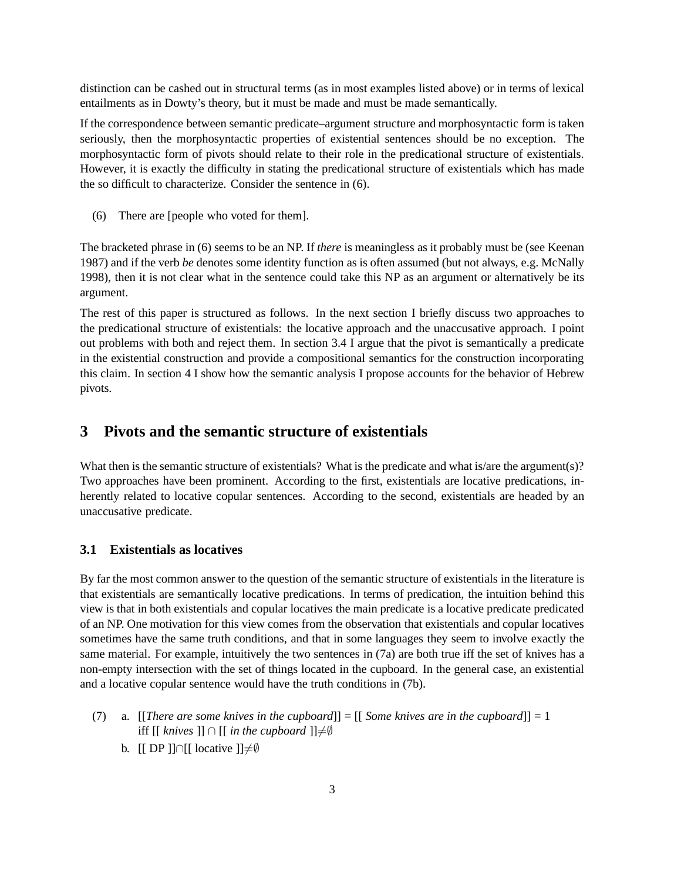distinction can be cashed out in structural terms (as in most examples listed above) or in terms of lexical entailments as in Dowty's theory, but it must be made and must be made semantically.

If the correspondence between semantic predicate–argument structure and morphosyntactic form is taken seriously, then the morphosyntactic properties of existential sentences should be no exception. The morphosyntactic form of pivots should relate to their role in the predicational structure of existentials. However, it is exactly the difficulty in stating the predicational structure of existentials which has made the so difficult to characterize. Consider the sentence in (6).

(6) There are [people who voted for them].

The bracketed phrase in (6) seems to be an NP. If *there* is meaningless as it probably must be (see Keenan 1987) and if the verb *be* denotes some identity function as is often assumed (but not always, e.g. McNally 1998), then it is not clear what in the sentence could take this NP as an argument or alternatively be its argument.

The rest of this paper is structured as follows. In the next section I briefly discuss two approaches to the predicational structure of existentials: the locative approach and the unaccusative approach. I point out problems with both and reject them. In section 3.4 I argue that the pivot is semantically a predicate in the existential construction and provide a compositional semantics for the construction incorporating this claim. In section 4 I show how the semantic analysis I propose accounts for the behavior of Hebrew pivots.

# 3 Pivots and the semantic structure of existentials

What then is the semantic structure of existentials? What is the predicate and what is/are the argument(s)? Two approaches have been prominent. According to the first, existentials are locative predications, inherently related to locative copular sentences. According to the second, existentials are headed by an unaccusative predicate.

## 3.1 Existentials as locatives

By far the most common answer to the question of the semantic structure of existentials in the literature is that existentials are semantically locative predications. In terms of predication, the intuition behind this view is that in both existentials and copular locatives the main predicate is a locative predicate predicated of an NP. One motivation for this view comes from the observation that existentials and copular locatives sometimes have the same truth conditions, and that in some languages they seem to involve exactly the same material. For example, intuitively the two sentences in (7a) are both true iff the set of knives has a non-empty intersection with the set of things located in the cupboard. In the general case, an existential and a locative copular sentence would have the truth conditions in (7b).

(7) a. [[*There are some knives in the cupboard*]] = [[ *Some knives are in the cupboard*]] = 1 iff [[ *knives* ]] $\cap$ [[ *in the cupboard* ]]$\neq\emptyset$

b. [[ DP ]]$\cap$[[ locative ]]$\neq\emptyset$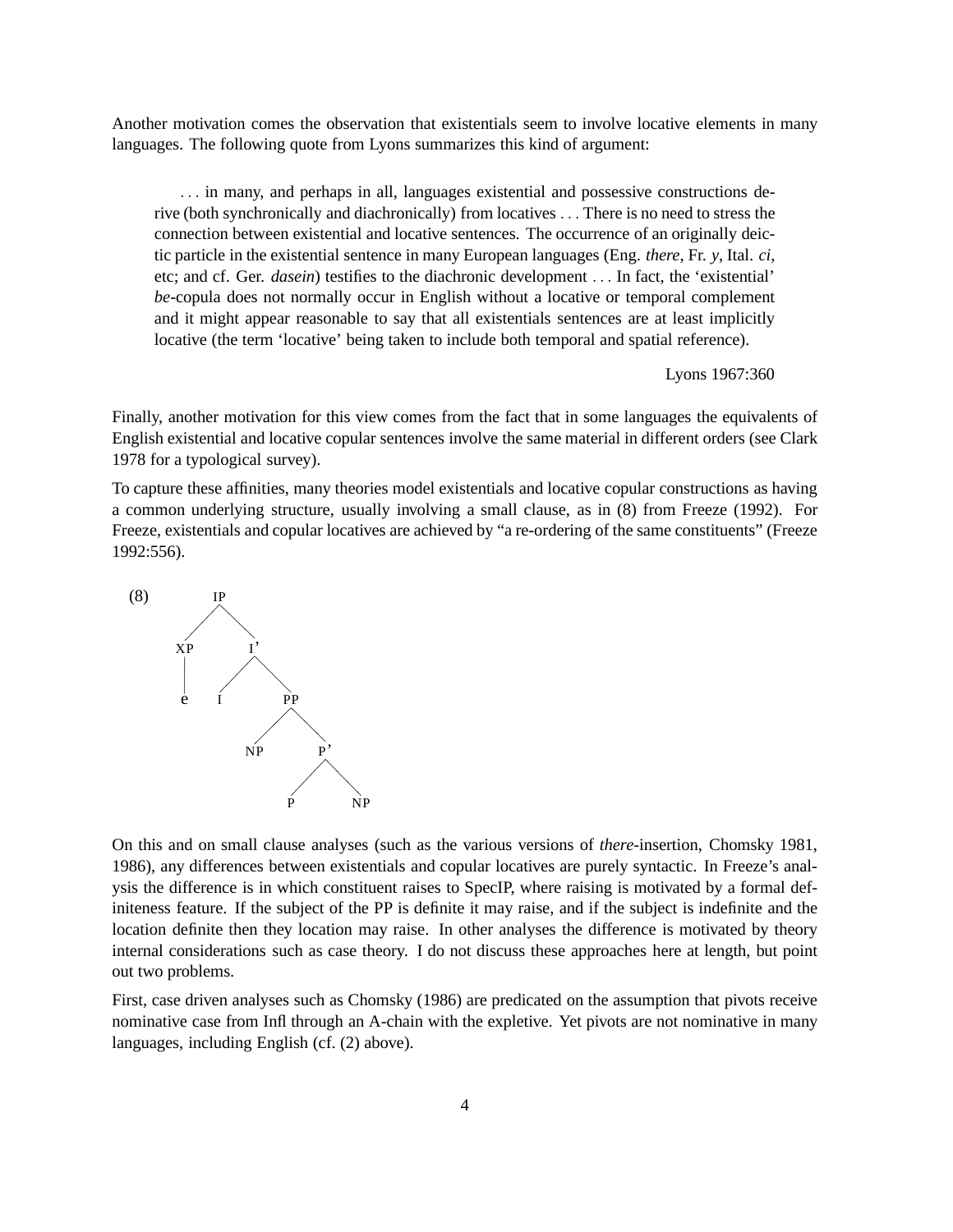Another motivation comes the observation that existentials seem to involve locative elements in many languages. The following quote from Lyons summarizes this kind of argument:

> . . . in many, and perhaps in all, languages existential and possessive constructions derive (both synchronically and diachronically) from locatives . . . There is no need to stress the connection between existential and locative sentences. The occurrence of an originally deictic particle in the existential sentence in many European languages (Eng. *there*, Fr. *y*, Ital. *ci*, etc; and cf. Ger. *dasein*) testifies to the diachronic development . . . In fact, the 'existential' *be*-copula does not normally occur in English without a locative or temporal complement and it might appear reasonable to say that all existentials sentences are at least implicitly locative (the term 'locative' being taken to include both temporal and spatial reference).
>
> Lyons 1967:360

Finally, another motivation for this view comes from the fact that in some languages the equivalents of English existential and locative copular sentences involve the same material in different orders (see Clark 1978 for a typological survey).

To capture these affinities, many theories model existentials and locative copular constructions as having a common underlying structure, usually involving a small clause, as in (8) from Freeze (1992). For Freeze, existentials and copular locatives are achieved by "a re-ordering of the same constituents" (Freeze 1992:556).

(8)

```
            IP
          /    \
        XP      I'
        |      /  \
        e     I    PP
                  /  \
                NP    P'
                     /  \
                    P    NP
```

On this and on small clause analyses (such as the various versions of *there*-insertion, Chomsky 1981, 1986), any differences between existentials and copular locatives are purely syntactic. In Freeze's analysis the difference is in which constituent raises to SpecIP, where raising is motivated by a formal definiteness feature. If the subject of the PP is definite it may raise, and if the subject is indefinite and the location definite then they location may raise. In other analyses the difference is motivated by theory internal considerations such as case theory. I do not discuss these approaches here at length, but point out two problems.

First, case driven analyses such as Chomsky (1986) are predicated on the assumption that pivots receive nominative case from Infl through an A-chain with the expletive. Yet pivots are not nominative in many languages, including English (cf. (2) above).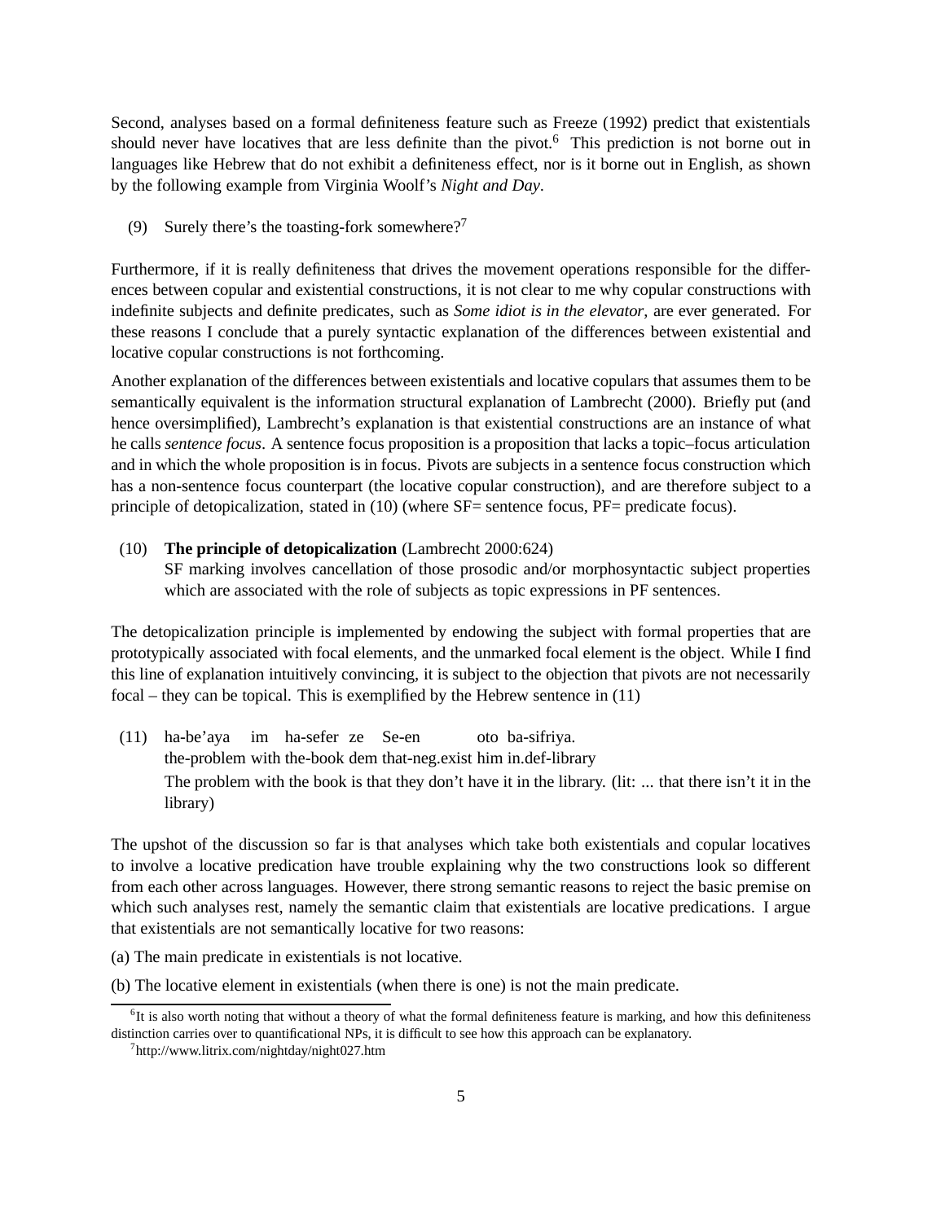Second, analyses based on a formal definiteness feature such as Freeze (1992) predict that existentials should never have locatives that are less definite than the pivot.[6] This prediction is not borne out in languages like Hebrew that do not exhibit a definiteness effect, nor is it borne out in English, as shown by the following example from Virginia Woolf's *Night and Day*.

(9) Surely there's the toasting-fork somewhere?[7]

Furthermore, if it is really definiteness that drives the movement operations responsible for the differences between copular and existential constructions, it is not clear to me why copular constructions with indefinite subjects and definite predicates, such as *Some idiot is in the elevator*, are ever generated. For these reasons I conclude that a purely syntactic explanation of the differences between existential and locative copular constructions is not forthcoming.

Another explanation of the differences between existentials and locative copulars that assumes them to be semantically equivalent is the information structural explanation of Lambrecht (2000). Briefly put (and hence oversimplified), Lambrecht's explanation is that existential constructions are an instance of what he calls *sentence focus*. A sentence focus proposition is a proposition that lacks a topic–focus articulation and in which the whole proposition is in focus. Pivots are subjects in a sentence focus construction which has a non-sentence focus counterpart (the locative copular construction), and are therefore subject to a principle of detopicalization, stated in (10) (where SF= sentence focus, PF= predicate focus).

(10) **The principle of detopicalization** (Lambrecht 2000:624)
SF marking involves cancellation of those prosodic and/or morphosyntactic subject properties which are associated with the role of subjects as topic expressions in PF sentences.

The detopicalization principle is implemented by endowing the subject with formal properties that are prototypically associated with focal elements, and the unmarked focal element is the object. While I find this line of explanation intuitively convincing, it is subject to the objection that pivots are not necessarily focal – they can be topical. This is exemplified by the Hebrew sentence in (11)

(11) ha-be'aya im ha-sefer ze Se-en oto ba-sifriya.
the-problem with the-book dem that-neg.exist him in.def-library
The problem with the book is that they don't have it in the library. (lit: ... that there isn't it in the library)

The upshot of the discussion so far is that analyses which take both existentials and copular locatives to involve a locative predication have trouble explaining why the two constructions look so different from each other across languages. However, there strong semantic reasons to reject the basic premise on which such analyses rest, namely the semantic claim that existentials are locative predications. I argue that existentials are not semantically locative for two reasons:

(a) The main predicate in existentials is not locative.

(b) The locative element in existentials (when there is one) is not the main predicate.

[6] It is also worth noting that without a theory of what the formal definiteness feature is marking, and how this definiteness distinction carries over to quantificational NPs, it is difficult to see how this approach can be explanatory.

[7] http://www.litrix.com/nightday/night027.htm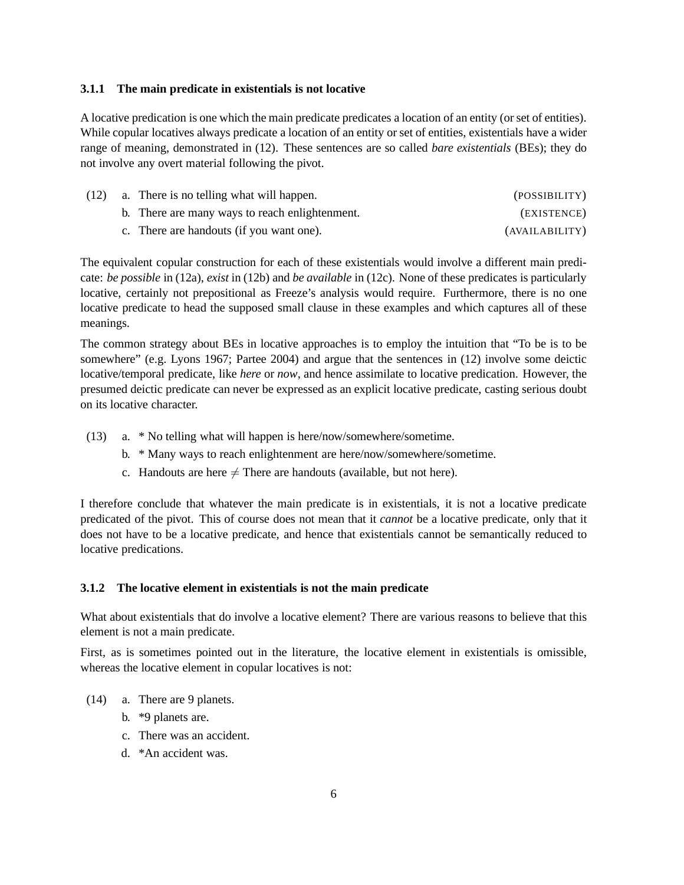### 3.1.1 The main predicate in existentials is not locative

A locative predication is one which the main predicate predicates a location of an entity (or set of entities). While copular locatives always predicate a location of an entity or set of entities, existentials have a wider range of meaning, demonstrated in (12). These sentences are so called *bare existentials* (BEs); they do not involve any overt material following the pivot.

(12) a. There is no telling what will happen. (POSSIBILITY)
  b. There are many ways to reach enlightenment. (EXISTENCE)
  c. There are handouts (if you want one). (AVAILABILITY)

The equivalent copular construction for each of these existentials would involve a different main predicate: *be possible* in (12a), *exist* in (12b) and *be available* in (12c). None of these predicates is particularly locative, certainly not prepositional as Freeze's analysis would require. Furthermore, there is no one locative predicate to head the supposed small clause in these examples and which captures all of these meanings.

The common strategy about BEs in locative approaches is to employ the intuition that "To be is to be somewhere" (e.g. Lyons 1967; Partee 2004) and argue that the sentences in (12) involve some deictic locative/temporal predicate, like *here* or *now*, and hence assimilate to locative predication. However, the presumed deictic predicate can never be expressed as an explicit locative predicate, casting serious doubt on its locative character.

(13) a. * No telling what will happen is here/now/somewhere/sometime.
  b. * Many ways to reach enlightenment are here/now/somewhere/sometime.
  c. Handouts are here $\neq$ There are handouts (available, but not here).

I therefore conclude that whatever the main predicate is in existentials, it is not a locative predicate predicated of the pivot. This of course does not mean that it *cannot* be a locative predicate, only that it does not have to be a locative predicate, and hence that existentials cannot be semantically reduced to locative predications.

### 3.1.2 The locative element in existentials is not the main predicate

What about existentials that do involve a locative element? There are various reasons to believe that this element is not a main predicate.

First, as is sometimes pointed out in the literature, the locative element in existentials is omissible, whereas the locative element in copular locatives is not:

(14) a. There are 9 planets.
  b. *9 planets are.
  c. There was an accident.
  d. *An accident was.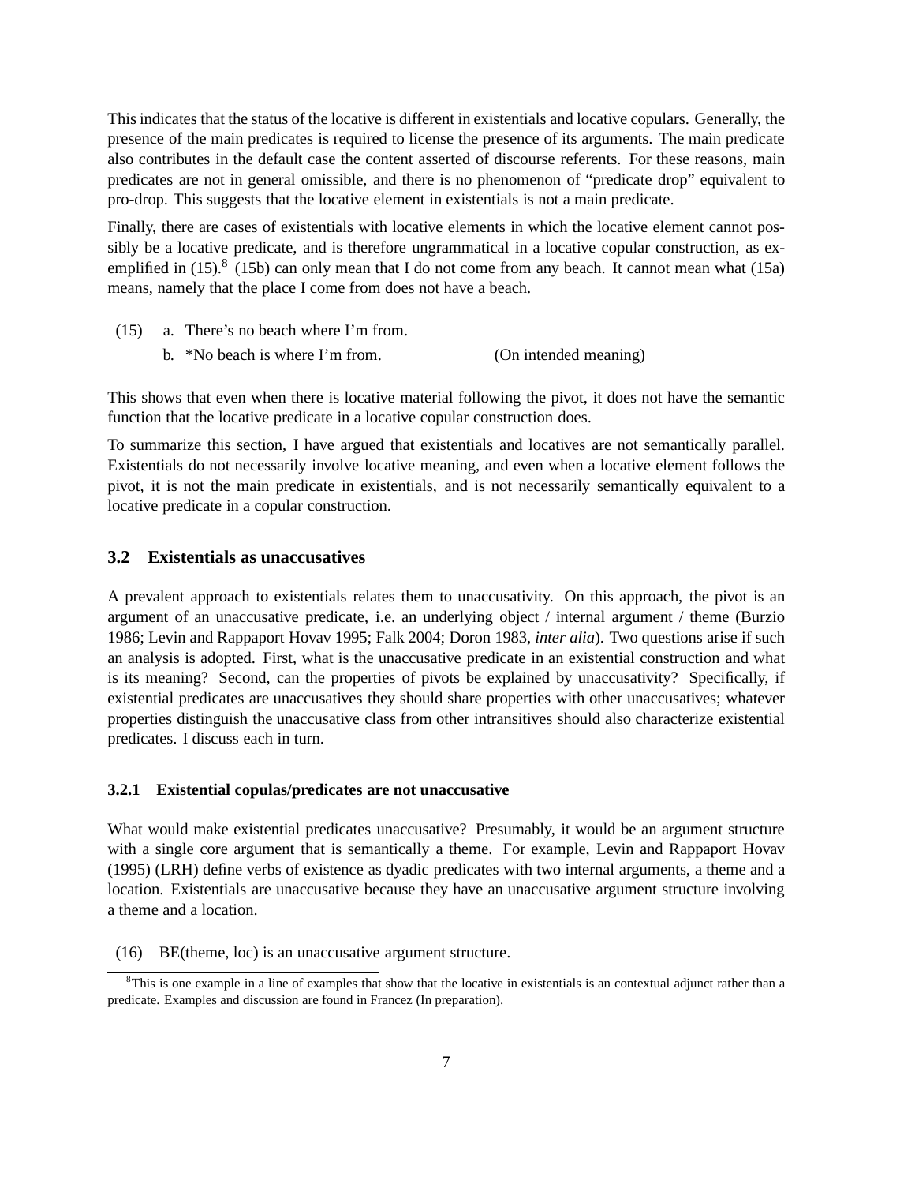This indicates that the status of the locative is different in existentials and locative copulars. Generally, the presence of the main predicates is required to license the presence of its arguments. The main predicate also contributes in the default case the content asserted of discourse referents. For these reasons, main predicates are not in general omissible, and there is no phenomenon of "predicate drop" equivalent to pro-drop. This suggests that the locative element in existentials is not a main predicate.

Finally, there are cases of existentials with locative elements in which the locative element cannot possibly be a locative predicate, and is therefore ungrammatical in a locative copular construction, as exemplified in (15).[8] (15b) can only mean that I do not come from any beach. It cannot mean what (15a) means, namely that the place I come from does not have a beach.

(15) a. There's no beach where I'm from.
  b. *No beach is where I'm from. (On intended meaning)

This shows that even when there is locative material following the pivot, it does not have the semantic function that the locative predicate in a locative copular construction does.

To summarize this section, I have argued that existentials and locatives are not semantically parallel. Existentials do not necessarily involve locative meaning, and even when a locative element follows the pivot, it is not the main predicate in existentials, and is not necessarily semantically equivalent to a locative predicate in a copular construction.

## 3.2 Existentials as unaccusatives

A prevalent approach to existentials relates them to unaccusativity. On this approach, the pivot is an argument of an unaccusative predicate, i.e. an underlying object / internal argument / theme (Burzio 1986; Levin and Rappaport Hovav 1995; Falk 2004; Doron 1983, *inter alia*). Two questions arise if such an analysis is adopted. First, what is the unaccusative predicate in an existential construction and what is its meaning? Second, can the properties of pivots be explained by unaccusativity? Specifically, if existential predicates are unaccusatives they should share properties with other unaccusatives; whatever properties distinguish the unaccusative class from other intransitives should also characterize existential predicates. I discuss each in turn.

### 3.2.1 Existential copulas/predicates are not unaccusative

What would make existential predicates unaccusative? Presumably, it would be an argument structure with a single core argument that is semantically a theme. For example, Levin and Rappaport Hovav (1995) (LRH) define verbs of existence as dyadic predicates with two internal arguments, a theme and a location. Existentials are unaccusative because they have an unaccusative argument structure involving a theme and a location.

(16) BE(theme, loc) is an unaccusative argument structure.

[8] This is one example in a line of examples that show that the locative in existentials is an contextual adjunct rather than a predicate. Examples and discussion are found in Francez (In preparation).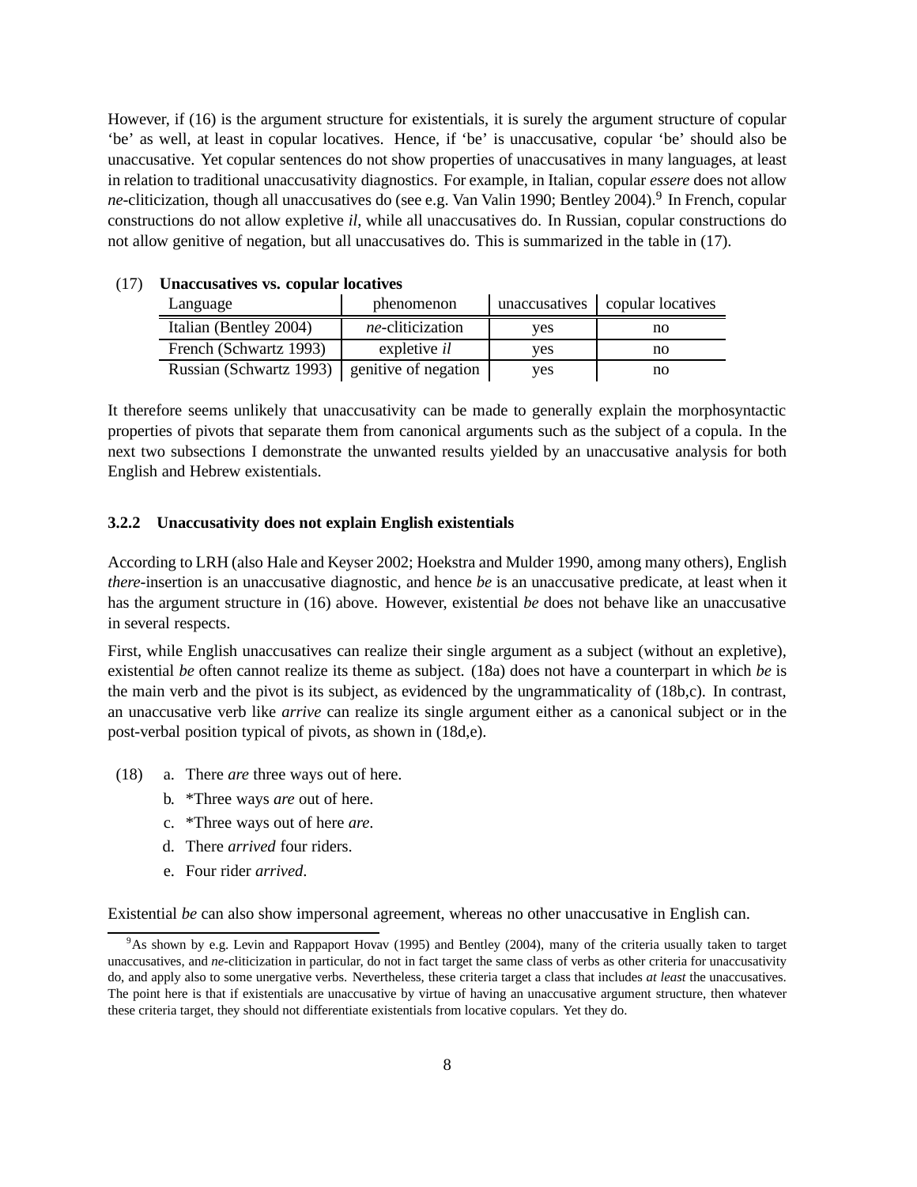However, if (16) is the argument structure for existentials, it is surely the argument structure of copular 'be' as well, at least in copular locatives. Hence, if 'be' is unaccusative, copular 'be' should also be unaccusative. Yet copular sentences do not show properties of unaccusatives in many languages, at least in relation to traditional unaccusativity diagnostics. For example, in Italian, copular *essere* does not allow *ne*-cliticization, though all unaccusatives do (see e.g. Van Valin 1990; Bentley 2004).[9] In French, copular constructions do not allow expletive *il*, while all unaccusatives do. In Russian, copular constructions do not allow genitive of negation, but all unaccusatives do. This is summarized in the table in (17).

(17) **Unaccusatives vs. copular locatives**

| Language | phenomenon | unaccusatives | copular locatives |
|---|---|---|---|
| Italian (Bentley 2004) | *ne*-cliticization | yes | no |
| French (Schwartz 1993) | expletive *il* | yes | no |
| Russian (Schwartz 1993) | genitive of negation | yes | no |

It therefore seems unlikely that unaccusativity can be made to generally explain the morphosyntactic properties of pivots that separate them from canonical arguments such as the subject of a copula. In the next two subsections I demonstrate the unwanted results yielded by an unaccusative analysis for both English and Hebrew existentials.

### 3.2.2 Unaccusativity does not explain English existentials

According to LRH (also Hale and Keyser 2002; Hoekstra and Mulder 1990, among many others), English *there*-insertion is an unaccusative diagnostic, and hence *be* is an unaccusative predicate, at least when it has the argument structure in (16) above. However, existential *be* does not behave like an unaccusative in several respects.

First, while English unaccusatives can realize their single argument as a subject (without an expletive), existential *be* often cannot realize its theme as subject. (18a) does not have a counterpart in which *be* is the main verb and the pivot is its subject, as evidenced by the ungrammaticality of (18b,c). In contrast, an unaccusative verb like *arrive* can realize its single argument either as a canonical subject or in the post-verbal position typical of pivots, as shown in (18d,e).

(18)
  a. There *are* three ways out of here.
  b. *Three ways *are* out of here.
  c. *Three ways out of here *are*.
  d. There *arrived* four riders.
  e. Four rider *arrived*.

Existential *be* can also show impersonal agreement, whereas no other unaccusative in English can.

[9] As shown by e.g. Levin and Rappaport Hovav (1995) and Bentley (2004), many of the criteria usually taken to target unaccusatives, and *ne*-cliticization in particular, do not in fact target the same class of verbs as other criteria for unaccusativity do, and apply also to some unergative verbs. Nevertheless, these criteria target a class that includes *at least* the unaccusatives. The point here is that if existentials are unaccusative by virtue of having an unaccusative argument structure, then whatever these criteria target, they should not differentiate existentials from locative copulars. Yet they do.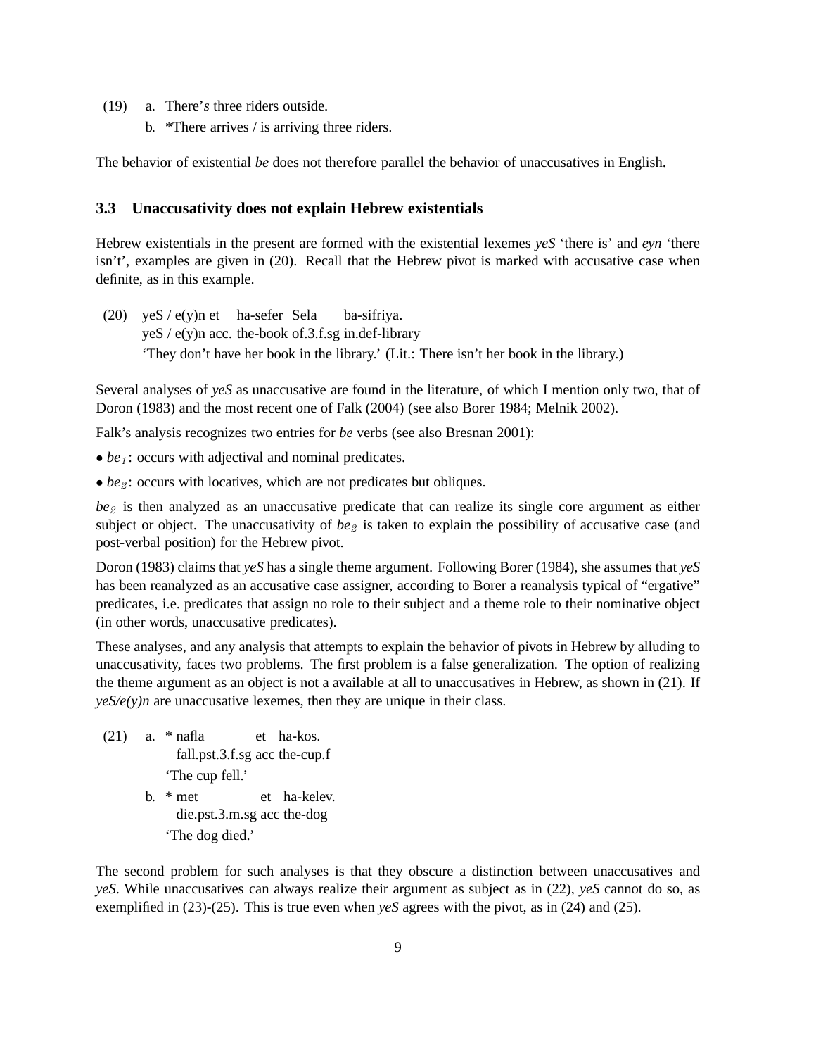(19) a. There'*s* three riders outside.

b. *There arrives / is arriving three riders.

The behavior of existential *be* does not therefore parallel the behavior of unaccusatives in English.

### 3.3 Unaccusativity does not explain Hebrew existentials

Hebrew existentials in the present are formed with the existential lexemes *yeS* 'there is' and *eyn* 'there isn't', examples are given in (20). Recall that the Hebrew pivot is marked with accusative case when definite, as in this example.

(20) yeS / e(y)n et ha-sefer Sela ba-sifriya.
yeS / e(y)n acc. the-book of.3.f.sg in.def-library
'They don't have her book in the library.' (Lit.: There isn't her book in the library.)

Several analyses of *yeS* as unaccusative are found in the literature, of which I mention only two, that of Doron (1983) and the most recent one of Falk (2004) (see also Borer 1984; Melnik 2002).

Falk's analysis recognizes two entries for *be* verbs (see also Bresnan 2001):

- $be_1$: occurs with adjectival and nominal predicates.
- $be_2$: occurs with locatives, which are not predicates but obliques.

$be_2$ is then analyzed as an unaccusative predicate that can realize its single core argument as either subject or object. The unaccusativity of $be_2$ is taken to explain the possibility of accusative case (and post-verbal position) for the Hebrew pivot.

Doron (1983) claims that *yeS* has a single theme argument. Following Borer (1984), she assumes that *yeS* has been reanalyzed as an accusative case assigner, according to Borer a reanalysis typical of "ergative" predicates, i.e. predicates that assign no role to their subject and a theme role to their nominative object (in other words, unaccusative predicates).

These analyses, and any analysis that attempts to explain the behavior of pivots in Hebrew by alluding to unaccusativity, faces two problems. The first problem is a false generalization. The option of realizing the theme argument as an object is not a available at all to unaccusatives in Hebrew, as shown in (21). If *yeS/e(y)n* are unaccusative lexemes, then they are unique in their class.

(21) a. * nafla et ha-kos.
fall.pst.3.f.sg acc the-cup.f
'The cup fell.'

b. * met et ha-kelev.
die.pst.3.m.sg acc the-dog
'The dog died.'

The second problem for such analyses is that they obscure a distinction between unaccusatives and *yeS*. While unaccusatives can always realize their argument as subject as in (22), *yeS* cannot do so, as exemplified in (23)-(25). This is true even when *yeS* agrees with the pivot, as in (24) and (25).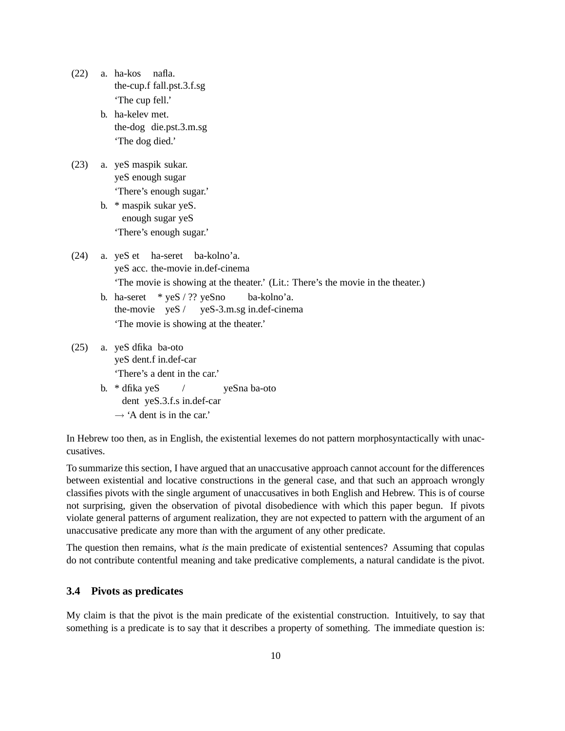(22) a. ha-kos nafla.
the-cup.f fall.pst.3.f.sg
'The cup fell.'

b. ha-kelev met.
the-dog die.pst.3.m.sg
'The dog died.'

(23) a. yeS maspik sukar.
yeS enough sugar
'There's enough sugar.'

b. * maspik sukar yeS.
enough sugar yeS
'There's enough sugar.'

(24) a. yeS et ha-seret ba-kolno'a.
yeS acc. the-movie in.def-cinema
'The movie is showing at the theater.' (Lit.: There's the movie in the theater.)

b. ha-seret * yeS / ?? yeSno ba-kolno'a.
the-movie yeS / yeS-3.m.sg in.def-cinema
'The movie is showing at the theater.'

(25) a. yeS dfika ba-oto
yeS dent.f in.def-car
'There's a dent in the car.'

b. * dfika yeS / yeSna ba-oto
dent yeS.3.f.s in.def-car
→ 'A dent is in the car.'

In Hebrew too then, as in English, the existential lexemes do not pattern morphosyntactically with unaccusatives.

To summarize this section, I have argued that an unaccusative approach cannot account for the differences between existential and locative constructions in the general case, and that such an approach wrongly classifies pivots with the single argument of unaccusatives in both English and Hebrew. This is of course not surprising, given the observation of pivotal disobedience with which this paper begun. If pivots violate general patterns of argument realization, they are not expected to pattern with the argument of an unaccusative predicate any more than with the argument of any other predicate.

The question then remains, what *is* the main predicate of existential sentences? Assuming that copulas do not contribute contentful meaning and take predicative complements, a natural candidate is the pivot.

### 3.4 Pivots as predicates

My claim is that the pivot is the main predicate of the existential construction. Intuitively, to say that something is a predicate is to say that it describes a property of something. The immediate question is: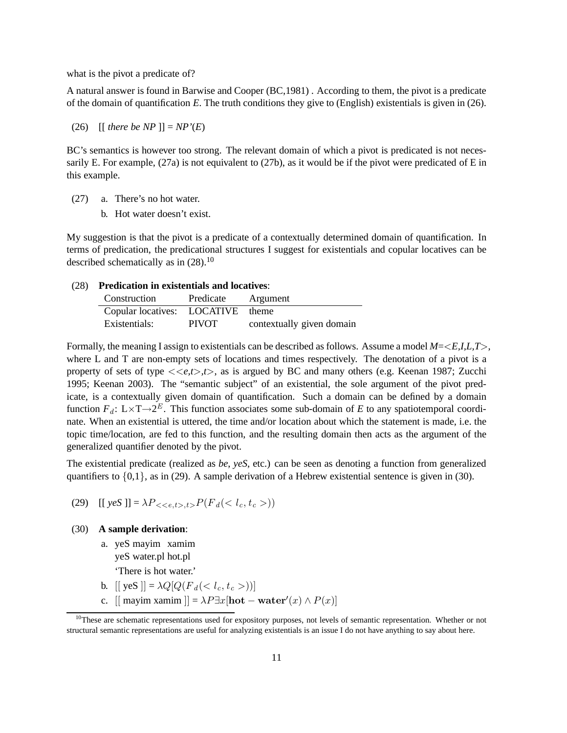what is the pivot a predicate of?

A natural answer is found in Barwise and Cooper (BC,1981) . According to them, the pivot is a predicate of the domain of quantification *E*. The truth conditions they give to (English) existentials is given in (26).

(26) [[ *there be NP* ]] = *NP'*(*E*)

BC's semantics is however too strong. The relevant domain of which a pivot is predicated is not necessarily E. For example, (27a) is not equivalent to (27b), as it would be if the pivot were predicated of E in this example.

(27) a. There's no hot water.

b. Hot water doesn't exist.

My suggestion is that the pivot is a predicate of a contextually determined domain of quantification. In terms of predication, the predicational structures I suggest for existentials and copular locatives can be described schematically as in (28).[10]

(28) **Predication in existentials and locatives**:

| Construction | Predicate | Argument |
|---|---|---|
| Copular locatives: | LOCATIVE | theme |
| Existentials: | PIVOT | contextually given domain |

Formally, the meaning I assign to existentials can be described as follows. Assume a model *M*=<*E,I,L,T*>, where L and T are non-empty sets of locations and times respectively. The denotation of a pivot is a property of sets of type <<*e,t*>,*t*>, as is argued by BC and many others (e.g. Keenan 1987; Zucchi 1995; Keenan 2003). The "semantic subject" of an existential, the sole argument of the pivot predicate, is a contextually given domain of quantification. Such a domain can be defined by a domain function $F_d$: L×T→$2^E$. This function associates some sub-domain of *E* to any spatiotemporal coordinate. When an existential is uttered, the time and/or location about which the statement is made, i.e. the topic time/location, are fed to this function, and the resulting domain then acts as the argument of the generalized quantifier denoted by the pivot.

The existential predicate (realized as *be*, *yeS*, etc.) can be seen as denoting a function from generalized quantifiers to $\{0,1\}$, as in (29). A sample derivation of a Hebrew existential sentence is given in (30).

(29) [[ *yeS* ]] = $\lambda P_{<<e,t>,t>} P(F_d(<l_c, t_c>))$

(30) **A sample derivation**:

a. yeS mayim xamim
   yeS water.pl hot.pl
   'There is hot water.'

b. [[ yeS ]] = $\lambda Q[Q(F_d(<l_c, t_c>))]$

c. [[ mayim xamim ]] = $\lambda P \exists x[\mathbf{hot-water}'(x) \wedge P(x)]$

[10] These are schematic representations used for expository purposes, not levels of semantic representation. Whether or not structural semantic representations are useful for analyzing existentials is an issue I do not have anything to say about here.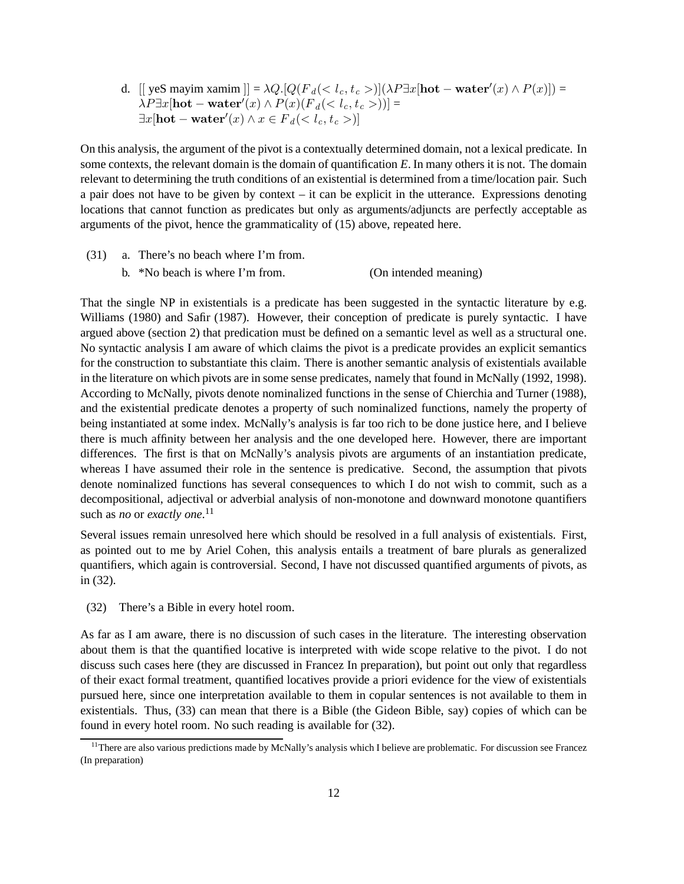d. [[ yeS mayim xamim ]] = $\lambda Q.[Q(F_d(< l_c, t_c >)](\lambda P \exists x[\mathbf{hot-water'}(x) \wedge P(x)])$ =
$\lambda P \exists x[\mathbf{hot-water'}(x) \wedge P(x)(F_d(< l_c, t_c >))]$ =
$\exists x[\mathbf{hot-water'}(x) \wedge x \in F_d(< l_c, t_c >)]$

On this analysis, the argument of the pivot is a contextually determined domain, not a lexical predicate. In some contexts, the relevant domain is the domain of quantification *E*. In many others it is not. The domain relevant to determining the truth conditions of an existential is determined from a time/location pair. Such a pair does not have to be given by context – it can be explicit in the utterance. Expressions denoting locations that cannot function as predicates but only as arguments/adjuncts are perfectly acceptable as arguments of the pivot, hence the grammaticality of (15) above, repeated here.

(31) a. There's no beach where I'm from.

b. *No beach is where I'm from. (On intended meaning)

That the single NP in existentials is a predicate has been suggested in the syntactic literature by e.g. Williams (1980) and Safir (1987). However, their conception of predicate is purely syntactic. I have argued above (section 2) that predication must be defined on a semantic level as well as a structural one. No syntactic analysis I am aware of which claims the pivot is a predicate provides an explicit semantics for the construction to substantiate this claim. There is another semantic analysis of existentials available in the literature on which pivots are in some sense predicates, namely that found in McNally (1992, 1998). According to McNally, pivots denote nominalized functions in the sense of Chierchia and Turner (1988), and the existential predicate denotes a property of such nominalized functions, namely the property of being instantiated at some index. McNally's analysis is far too rich to be done justice here, and I believe there is much affinity between her analysis and the one developed here. However, there are important differences. The first is that on McNally's analysis pivots are arguments of an instantiation predicate, whereas I have assumed their role in the sentence is predicative. Second, the assumption that pivots denote nominalized functions has several consequences to which I do not wish to commit, such as a decompositional, adjectival or adverbial analysis of non-monotone and downward monotone quantifiers such as *no* or *exactly one*.[11]

Several issues remain unresolved here which should be resolved in a full analysis of existentials. First, as pointed out to me by Ariel Cohen, this analysis entails a treatment of bare plurals as generalized quantifiers, which again is controversial. Second, I have not discussed quantified arguments of pivots, as in (32).

(32) There's a Bible in every hotel room.

As far as I am aware, there is no discussion of such cases in the literature. The interesting observation about them is that the quantified locative is interpreted with wide scope relative to the pivot. I do not discuss such cases here (they are discussed in Francez In preparation), but point out only that regardless of their exact formal treatment, quantified locatives provide a priori evidence for the view of existentials pursued here, since one interpretation available to them in copular sentences is not available to them in existentials. Thus, (33) can mean that there is a Bible (the Gideon Bible, say) copies of which can be found in every hotel room. No such reading is available for (32).

[11] There are also various predictions made by McNally's analysis which I believe are problematic. For discussion see Francez (In preparation)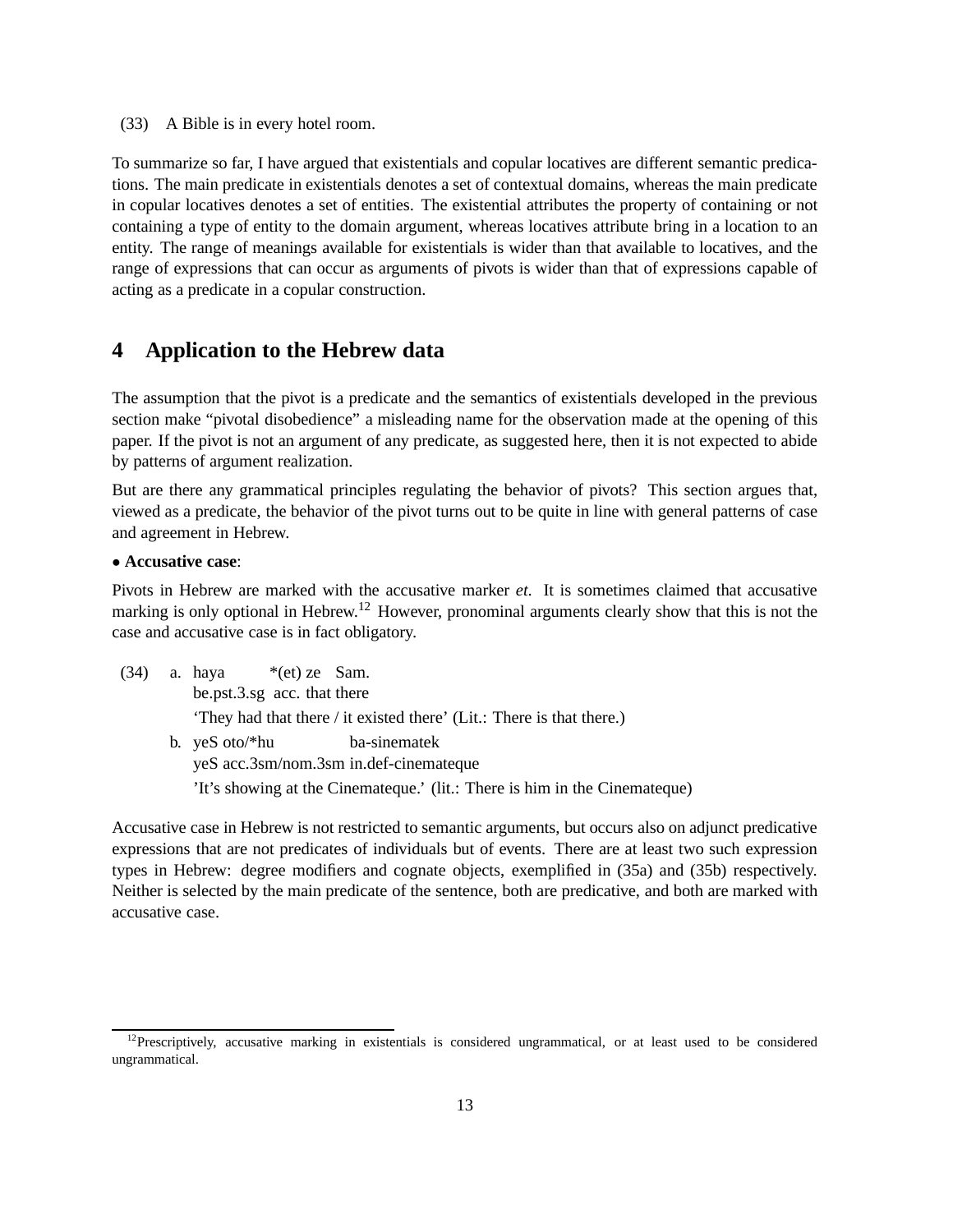(33) A Bible is in every hotel room.

To summarize so far, I have argued that existentials and copular locatives are different semantic predications. The main predicate in existentials denotes a set of contextual domains, whereas the main predicate in copular locatives denotes a set of entities. The existential attributes the property of containing or not containing a type of entity to the domain argument, whereas locatives attribute bring in a location to an entity. The range of meanings available for existentials is wider than that available to locatives, and the range of expressions that can occur as arguments of pivots is wider than that of expressions capable of acting as a predicate in a copular construction.

## 4 Application to the Hebrew data

The assumption that the pivot is a predicate and the semantics of existentials developed in the previous section make "pivotal disobedience" a misleading name for the observation made at the opening of this paper. If the pivot is not an argument of any predicate, as suggested here, then it is not expected to abide by patterns of argument realization.

But are there any grammatical principles regulating the behavior of pivots? This section argues that, viewed as a predicate, the behavior of the pivot turns out to be quite in line with general patterns of case and agreement in Hebrew.

• **Accusative case**:

Pivots in Hebrew are marked with the accusative marker *et*. It is sometimes claimed that accusative marking is only optional in Hebrew.[12] However, pronominal arguments clearly show that this is not the case and accusative case is in fact obligatory.

(34) a. haya *(et) ze Sam.
   be.pst.3.sg acc. that there
   'They had that there / it existed there' (Lit.: There is that there.)

   b. yeS oto/*hu ba-sinematek
   yeS acc.3sm/nom.3sm in.def-cinemateque
   'It's showing at the Cinemateque.' (lit.: There is him in the Cinemateque)

Accusative case in Hebrew is not restricted to semantic arguments, but occurs also on adjunct predicative expressions that are not predicates of individuals but of events. There are at least two such expression types in Hebrew: degree modifiers and cognate objects, exemplified in (35a) and (35b) respectively. Neither is selected by the main predicate of the sentence, both are predicative, and both are marked with accusative case.

[12] Prescriptively, accusative marking in existentials is considered ungrammatical, or at least used to be considered ungrammatical.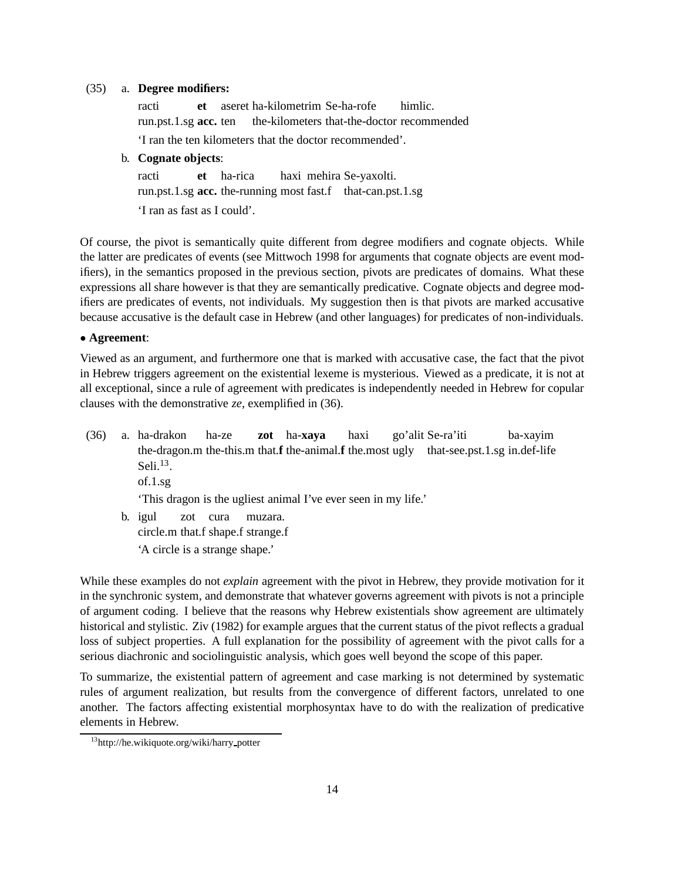(35) a. **Degree modifiers:**

racti **et** aseret ha-kilometrim Se-ha-rofe himlic.
run.pst.1.sg **acc.** ten the-kilometers that-the-doctor recommended

'I ran the ten kilometers that the doctor recommended'.

b. **Cognate objects**:

racti **et** ha-rica haxi mehira Se-yaxolti.
run.pst.1.sg **acc.** the-running most fast.f that-can.pst.1.sg

'I ran as fast as I could'.

Of course, the pivot is semantically quite different from degree modifiers and cognate objects. While the latter are predicates of events (see Mittwoch 1998 for arguments that cognate objects are event modifiers), in the semantics proposed in the previous section, pivots are predicates of domains. What these expressions all share however is that they are semantically predicative. Cognate objects and degree modifiers are predicates of events, not individuals. My suggestion then is that pivots are marked accusative because accusative is the default case in Hebrew (and other languages) for predicates of non-individuals.

• **Agreement**:

Viewed as an argument, and furthermore one that is marked with accusative case, the fact that the pivot in Hebrew triggers agreement on the existential lexeme is mysterious. Viewed as a predicate, it is not at all exceptional, since a rule of agreement with predicates is independently needed in Hebrew for copular clauses with the demonstrative *ze*, exemplified in (36).

(36) a. ha-drakon ha-ze **zot** ha-**xaya** haxi go'alit Se-ra'iti ba-xayim Seli.[13].
the-dragon.m the-this.m that.**f** the-animal.**f** the.most ugly that-see.pst.1.sg in.def-life of.1.sg

'This dragon is the ugliest animal I've ever seen in my life.'

b. igul zot cura muzara.
circle.m that.f shape.f strange.f

'A circle is a strange shape.'

While these examples do not *explain* agreement with the pivot in Hebrew, they provide motivation for it in the synchronic system, and demonstrate that whatever governs agreement with pivots is not a principle of argument coding. I believe that the reasons why Hebrew existentials show agreement are ultimately historical and stylistic. Ziv (1982) for example argues that the current status of the pivot reflects a gradual loss of subject properties. A full explanation for the possibility of agreement with the pivot calls for a serious diachronic and sociolinguistic analysis, which goes well beyond the scope of this paper.

To summarize, the existential pattern of agreement and case marking is not determined by systematic rules of argument realization, but results from the convergence of different factors, unrelated to one another. The factors affecting existential morphosyntax have to do with the realization of predicative elements in Hebrew.

[13] http://he.wikiquote.org/wiki/harry_potter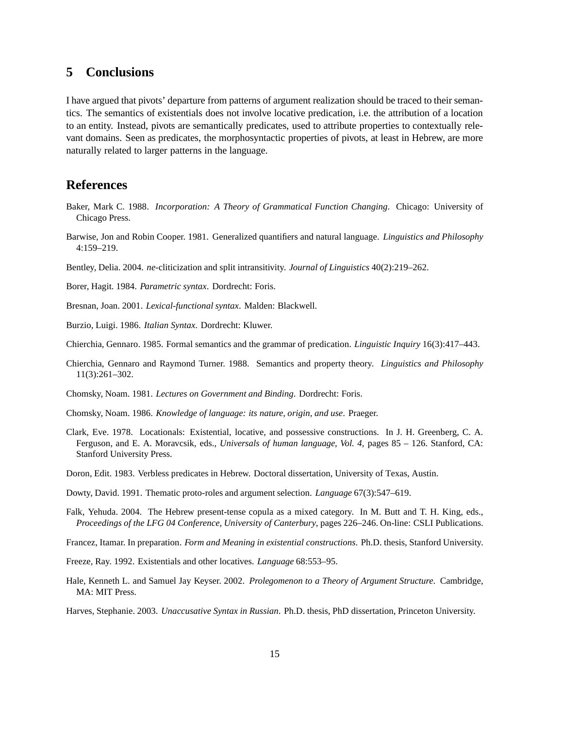## 5 Conclusions

I have argued that pivots' departure from patterns of argument realization should be traced to their semantics. The semantics of existentials does not involve locative predication, i.e. the attribution of a location to an entity. Instead, pivots are semantically predicates, used to attribute properties to contextually relevant domains. Seen as predicates, the morphosyntactic properties of pivots, at least in Hebrew, are more naturally related to larger patterns in the language.

## References

Baker, Mark C. 1988. *Incorporation: A Theory of Grammatical Function Changing*. Chicago: University of Chicago Press.

Barwise, Jon and Robin Cooper. 1981. Generalized quantifiers and natural language. *Linguistics and Philosophy* 4:159–219.

Bentley, Delia. 2004. *ne*-cliticization and split intransitivity. *Journal of Linguistics* 40(2):219–262.

Borer, Hagit. 1984. *Parametric syntax*. Dordrecht: Foris.

Bresnan, Joan. 2001. *Lexical-functional syntax*. Malden: Blackwell.

Burzio, Luigi. 1986. *Italian Syntax*. Dordrecht: Kluwer.

Chierchia, Gennaro. 1985. Formal semantics and the grammar of predication. *Linguistic Inquiry* 16(3):417–443.

Chierchia, Gennaro and Raymond Turner. 1988. Semantics and property theory. *Linguistics and Philosophy* 11(3):261–302.

Chomsky, Noam. 1981. *Lectures on Government and Binding*. Dordrecht: Foris.

Chomsky, Noam. 1986. *Knowledge of language: its nature, origin, and use*. Praeger.

Clark, Eve. 1978. Locationals: Existential, locative, and possessive constructions. In J. H. Greenberg, C. A. Ferguson, and E. A. Moravcsik, eds., *Universals of human language, Vol. 4*, pages 85 – 126. Stanford, CA: Stanford University Press.

Doron, Edit. 1983. Verbless predicates in Hebrew. Doctoral dissertation, University of Texas, Austin.

Dowty, David. 1991. Thematic proto-roles and argument selection. *Language* 67(3):547–619.

Falk, Yehuda. 2004. The Hebrew present-tense copula as a mixed category. In M. Butt and T. H. King, eds., *Proceedings of the LFG 04 Conference, University of Canterbury*, pages 226–246. On-line: CSLI Publications.

Francez, Itamar. In preparation. *Form and Meaning in existential constructions*. Ph.D. thesis, Stanford University.

Freeze, Ray. 1992. Existentials and other locatives. *Language* 68:553–95.

Hale, Kenneth L. and Samuel Jay Keyser. 2002. *Prolegomenon to a Theory of Argument Structure*. Cambridge, MA: MIT Press.

Harves, Stephanie. 2003. *Unaccusative Syntax in Russian*. Ph.D. thesis, PhD dissertation, Princeton University.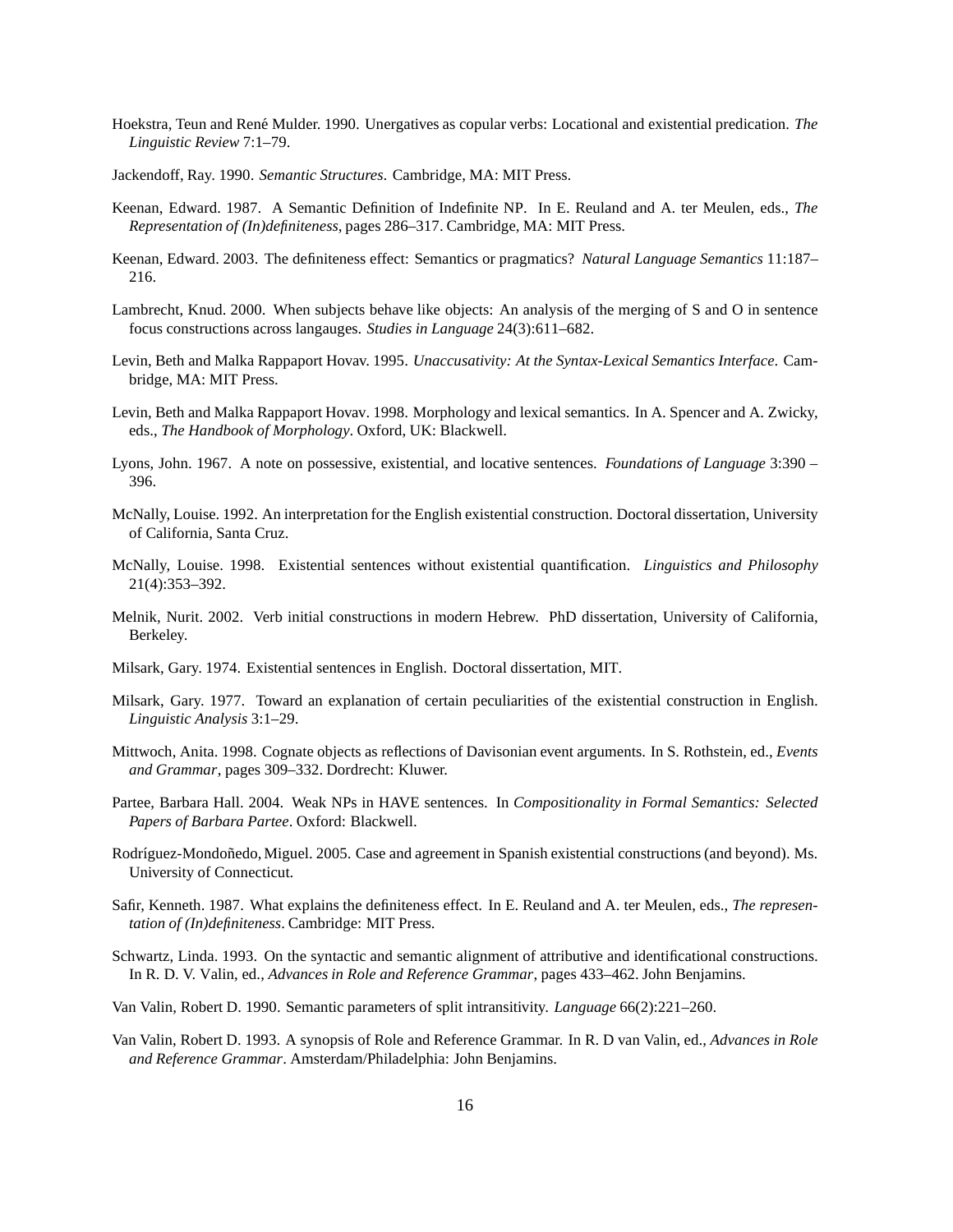Hoekstra, Teun and René Mulder. 1990. Unergatives as copular verbs: Locational and existential predication. *The Linguistic Review* 7:1–79.

Jackendoff, Ray. 1990. *Semantic Structures*. Cambridge, MA: MIT Press.

Keenan, Edward. 1987. A Semantic Definition of Indefinite NP. In E. Reuland and A. ter Meulen, eds., *The Representation of (In)definiteness*, pages 286–317. Cambridge, MA: MIT Press.

Keenan, Edward. 2003. The definiteness effect: Semantics or pragmatics? *Natural Language Semantics* 11:187–216.

Lambrecht, Knud. 2000. When subjects behave like objects: An analysis of the merging of S and O in sentence focus constructions across langauges. *Studies in Language* 24(3):611–682.

Levin, Beth and Malka Rappaport Hovav. 1995. *Unaccusativity: At the Syntax-Lexical Semantics Interface*. Cambridge, MA: MIT Press.

Levin, Beth and Malka Rappaport Hovav. 1998. Morphology and lexical semantics. In A. Spencer and A. Zwicky, eds., *The Handbook of Morphology*. Oxford, UK: Blackwell.

Lyons, John. 1967. A note on possessive, existential, and locative sentences. *Foundations of Language* 3:390 – 396.

McNally, Louise. 1992. An interpretation for the English existential construction. Doctoral dissertation, University of California, Santa Cruz.

McNally, Louise. 1998. Existential sentences without existential quantification. *Linguistics and Philosophy* 21(4):353–392.

Melnik, Nurit. 2002. Verb initial constructions in modern Hebrew. PhD dissertation, University of California, Berkeley.

Milsark, Gary. 1974. Existential sentences in English. Doctoral dissertation, MIT.

Milsark, Gary. 1977. Toward an explanation of certain peculiarities of the existential construction in English. *Linguistic Analysis* 3:1–29.

Mittwoch, Anita. 1998. Cognate objects as reflections of Davisonian event arguments. In S. Rothstein, ed., *Events and Grammar*, pages 309–332. Dordrecht: Kluwer.

Partee, Barbara Hall. 2004. Weak NPs in HAVE sentences. In *Compositionality in Formal Semantics: Selected Papers of Barbara Partee*. Oxford: Blackwell.

Rodríguez-Mondoñedo, Miguel. 2005. Case and agreement in Spanish existential constructions (and beyond). Ms. University of Connecticut.

Safir, Kenneth. 1987. What explains the definiteness effect. In E. Reuland and A. ter Meulen, eds., *The representation of (In)definiteness*. Cambridge: MIT Press.

Schwartz, Linda. 1993. On the syntactic and semantic alignment of attributive and identificational constructions. In R. D. V. Valin, ed., *Advances in Role and Reference Grammar*, pages 433–462. John Benjamins.

Van Valin, Robert D. 1990. Semantic parameters of split intransitivity. *Language* 66(2):221–260.

Van Valin, Robert D. 1993. A synopsis of Role and Reference Grammar. In R. D van Valin, ed., *Advances in Role and Reference Grammar*. Amsterdam/Philadelphia: John Benjamins.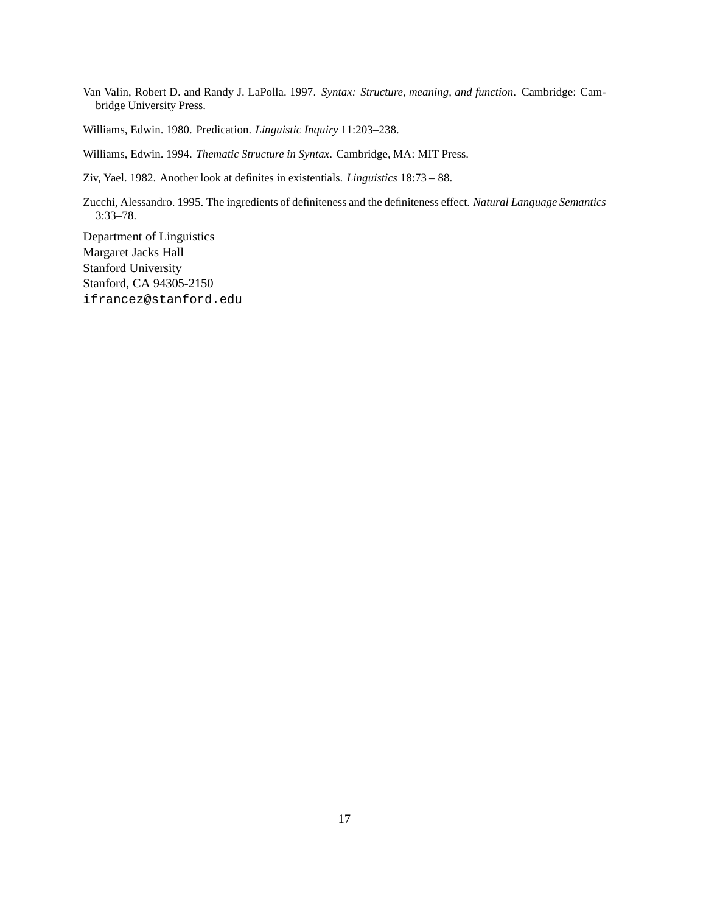Van Valin, Robert D. and Randy J. LaPolla. 1997. *Syntax: Structure, meaning, and function*. Cambridge: Cambridge University Press.

Williams, Edwin. 1980. Predication. *Linguistic Inquiry* 11:203–238.

Williams, Edwin. 1994. *Thematic Structure in Syntax*. Cambridge, MA: MIT Press.

Ziv, Yael. 1982. Another look at definites in existentials. *Linguistics* 18:73 – 88.

Zucchi, Alessandro. 1995. The ingredients of definiteness and the definiteness effect. *Natural Language Semantics* 3:33–78.

Department of Linguistics
Margaret Jacks Hall
Stanford University
Stanford, CA 94305-2150
ifrancez@stanford.edu